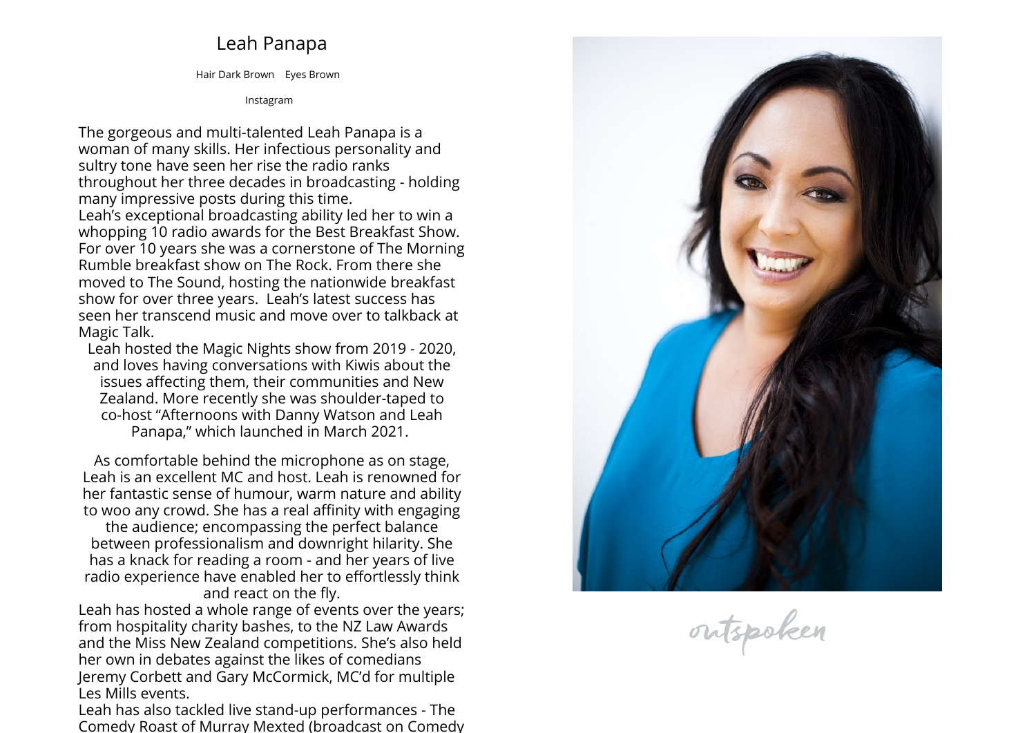# Leah Panapa

Hair Dark Brown Eyes Brown

Instagram

The gorgeous and multi-talented Leah Panapa is a woman of many skills. Her infectious personality and sultry tone have seen her rise the radio ranks throughout her three decades in broadcasting - holding many impressive posts during this time.

Leah's exceptional broadcasting ability led her to win a whopping 10 radio awards for the Best Breakfast Show. For over 10 years she was a cornerstone of The Morning Rumble breakfast show on The Rock. From there she moved to The Sound, hosting the nationwide breakfast show for over three years. Leah's latest success has seen her transcend music and move over to talkback at Magic Talk.

Leah hosted the Magic Nights show from 2019 - 2020, and loves having conversations with Kiwis about the issues affecting them, their communities and New Zealand. More recently she was shoulder-taped to co-host "Afternoons with Danny Watson and Leah Panapa," which launched in March 2021.

As comfortable behind the microphone as on stage, Leah is an excellent MC and host. Leah is renowned for her fantastic sense of humour, warm nature and ability to woo any crowd. She has a real affinity with engaging the audience; encompassing the perfect balance between professionalism and downright hilarity. She has a knack for reading a room - and her years of live radio experience have enabled her to effortlessly think and react on the fly.

Leah has hosted a whole range of events over the years; from hospitality charity bashes, to the NZ Law Awards and the Miss New Zealand competitions. She's also held her own in debates against the likes of comedians Jeremy Corbett and Gary McCormick, MC'd for multiple Les Mills events.

Leah has also tackled live stand-up performances - The Comedy Roast of Murray Mexted (broadcast on Comedy

outspoken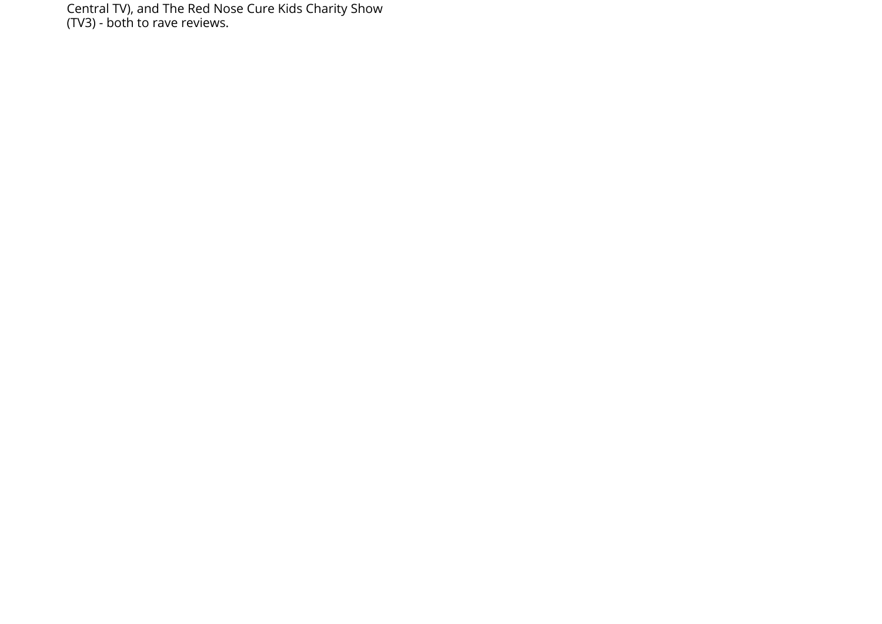Central TV), and The Red Nose Cure Kids Charity Show (TV3) - both to rave reviews.